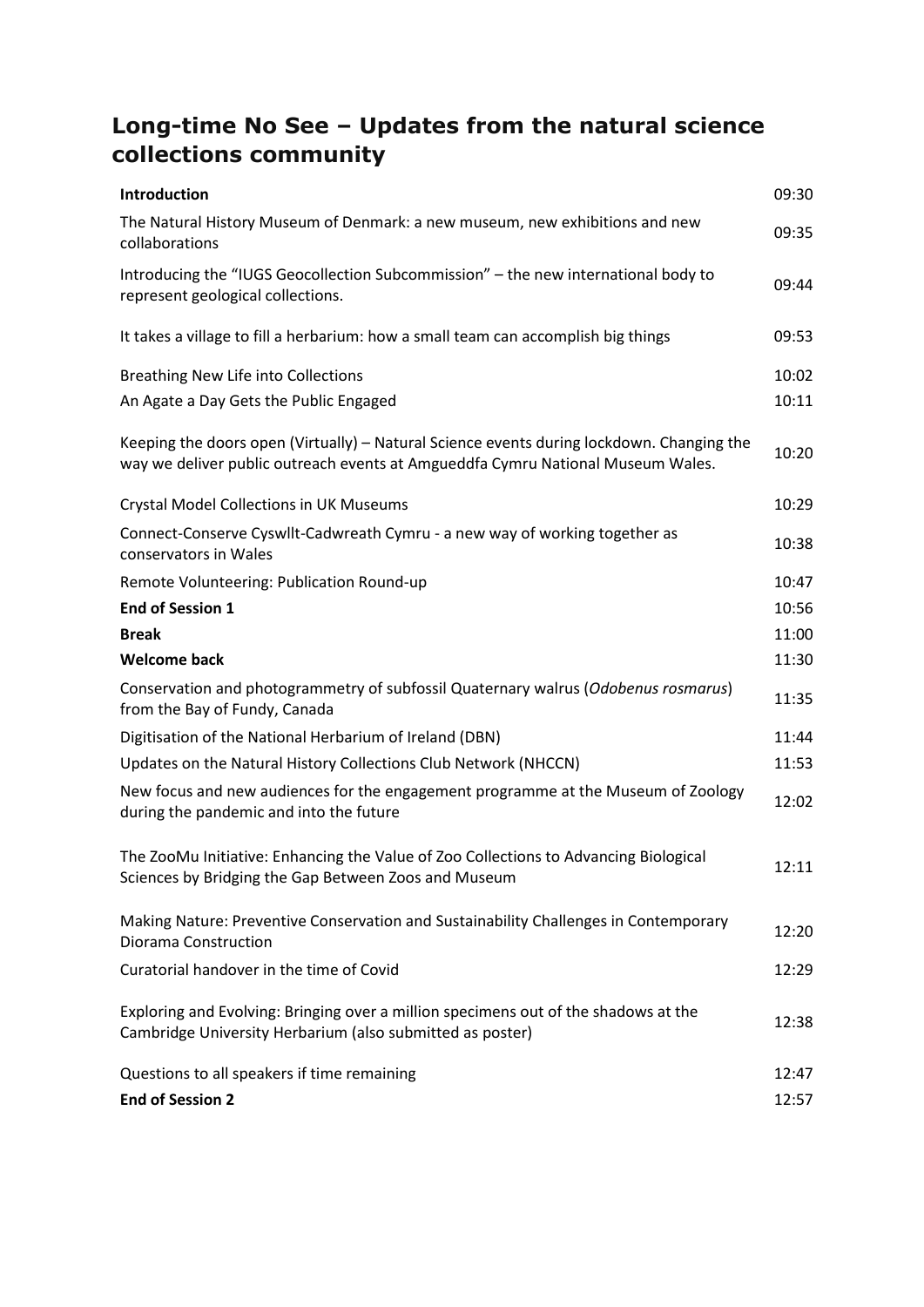# Long-time No See – Updates from the natural science collections community

| | |
|---|---|
| **Introduction** | 09:30 |
| The Natural History Museum of Denmark: a new museum, new exhibitions and new collaborations | 09:35 |
| Introducing the "IUGS Geocollection Subcommission" – the new international body to represent geological collections. | 09:44 |
| It takes a village to fill a herbarium: how a small team can accomplish big things | 09:53 |
| Breathing New Life into Collections | 10:02 |
| An Agate a Day Gets the Public Engaged | 10:11 |
| Keeping the doors open (Virtually) – Natural Science events during lockdown. Changing the way we deliver public outreach events at Amgueddfa Cymru National Museum Wales. | 10:20 |
| Crystal Model Collections in UK Museums | 10:29 |
| Connect-Conserve Cyswllt-Cadwreath Cymru - a new way of working together as conservators in Wales | 10:38 |
| Remote Volunteering: Publication Round-up | 10:47 |
| **End of Session 1** | 10:56 |
| **Break** | 11:00 |
| **Welcome back** | 11:30 |
| Conservation and photogrammetry of subfossil Quaternary walrus (*Odobenus rosmarus*) from the Bay of Fundy, Canada | 11:35 |
| Digitisation of the National Herbarium of Ireland (DBN) | 11:44 |
| Updates on the Natural History Collections Club Network (NHCCN) | 11:53 |
| New focus and new audiences for the engagement programme at the Museum of Zoology during the pandemic and into the future | 12:02 |
| The ZooMu Initiative: Enhancing the Value of Zoo Collections to Advancing Biological Sciences by Bridging the Gap Between Zoos and Museum | 12:11 |
| Making Nature: Preventive Conservation and Sustainability Challenges in Contemporary Diorama Construction | 12:20 |
| Curatorial handover in the time of Covid | 12:29 |
| Exploring and Evolving: Bringing over a million specimens out of the shadows at the Cambridge University Herbarium (also submitted as poster) | 12:38 |
| Questions to all speakers if time remaining | 12:47 |
| **End of Session 2** | 12:57 |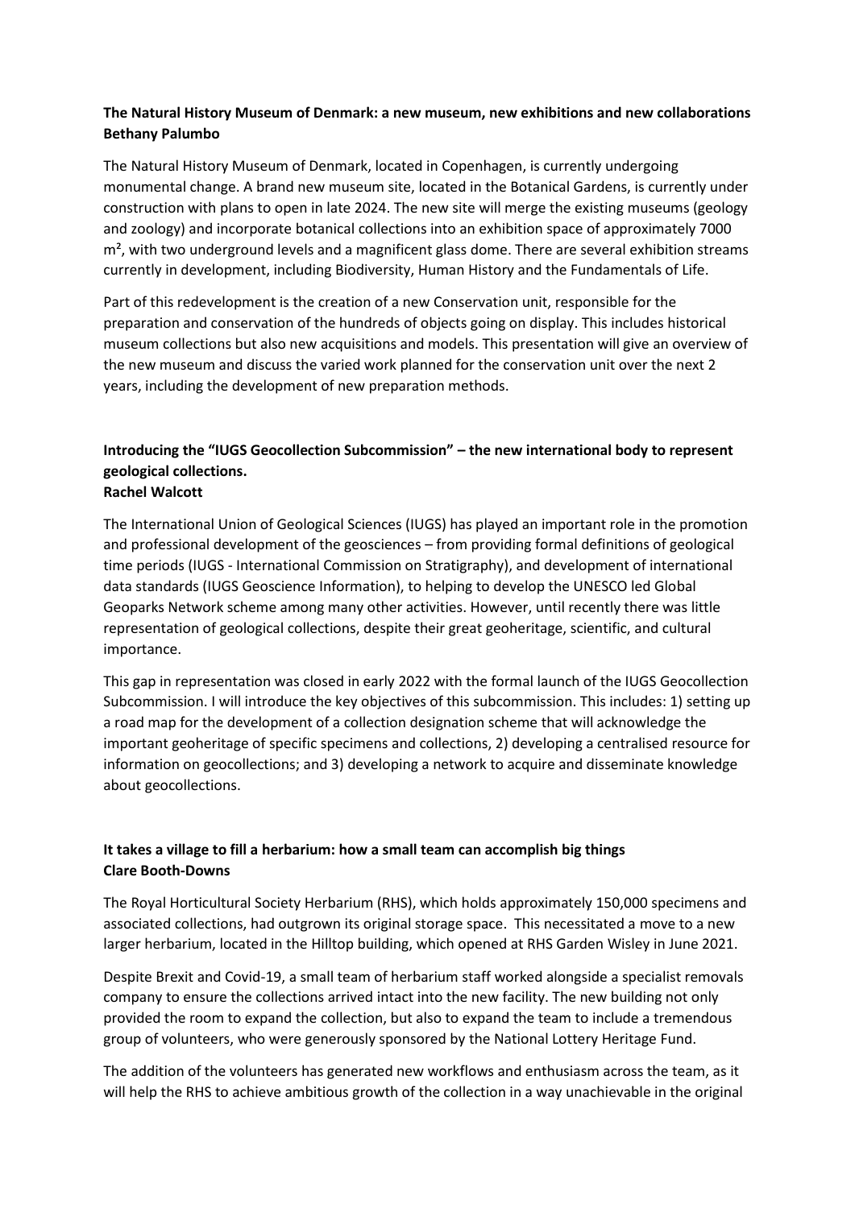**The Natural History Museum of Denmark: a new museum, new exhibitions and new collaborations**
**Bethany Palumbo**

The Natural History Museum of Denmark, located in Copenhagen, is currently undergoing monumental change. A brand new museum site, located in the Botanical Gardens, is currently under construction with plans to open in late 2024. The new site will merge the existing museums (geology and zoology) and incorporate botanical collections into an exhibition space of approximately 7000 $m^2$, with two underground levels and a magnificent glass dome. There are several exhibition streams currently in development, including Biodiversity, Human History and the Fundamentals of Life.

Part of this redevelopment is the creation of a new Conservation unit, responsible for the preparation and conservation of the hundreds of objects going on display. This includes historical museum collections but also new acquisitions and models. This presentation will give an overview of the new museum and discuss the varied work planned for the conservation unit over the next 2 years, including the development of new preparation methods.

**Introducing the "IUGS Geocollection Subcommission" – the new international body to represent geological collections.**
**Rachel Walcott**

The International Union of Geological Sciences (IUGS) has played an important role in the promotion and professional development of the geosciences – from providing formal definitions of geological time periods (IUGS - International Commission on Stratigraphy), and development of international data standards (IUGS Geoscience Information), to helping to develop the UNESCO led Global Geoparks Network scheme among many other activities. However, until recently there was little representation of geological collections, despite their great geoheritage, scientific, and cultural importance.

This gap in representation was closed in early 2022 with the formal launch of the IUGS Geocollection Subcommission. I will introduce the key objectives of this subcommission. This includes: 1) setting up a road map for the development of a collection designation scheme that will acknowledge the important geoheritage of specific specimens and collections, 2) developing a centralised resource for information on geocollections; and 3) developing a network to acquire and disseminate knowledge about geocollections.

**It takes a village to fill a herbarium: how a small team can accomplish big things**
**Clare Booth-Downs**

The Royal Horticultural Society Herbarium (RHS), which holds approximately 150,000 specimens and associated collections, had outgrown its original storage space. This necessitated a move to a new larger herbarium, located in the Hilltop building, which opened at RHS Garden Wisley in June 2021.

Despite Brexit and Covid-19, a small team of herbarium staff worked alongside a specialist removals company to ensure the collections arrived intact into the new facility. The new building not only provided the room to expand the collection, but also to expand the team to include a tremendous group of volunteers, who were generously sponsored by the National Lottery Heritage Fund.

The addition of the volunteers has generated new workflows and enthusiasm across the team, as it will help the RHS to achieve ambitious growth of the collection in a way unachievable in the original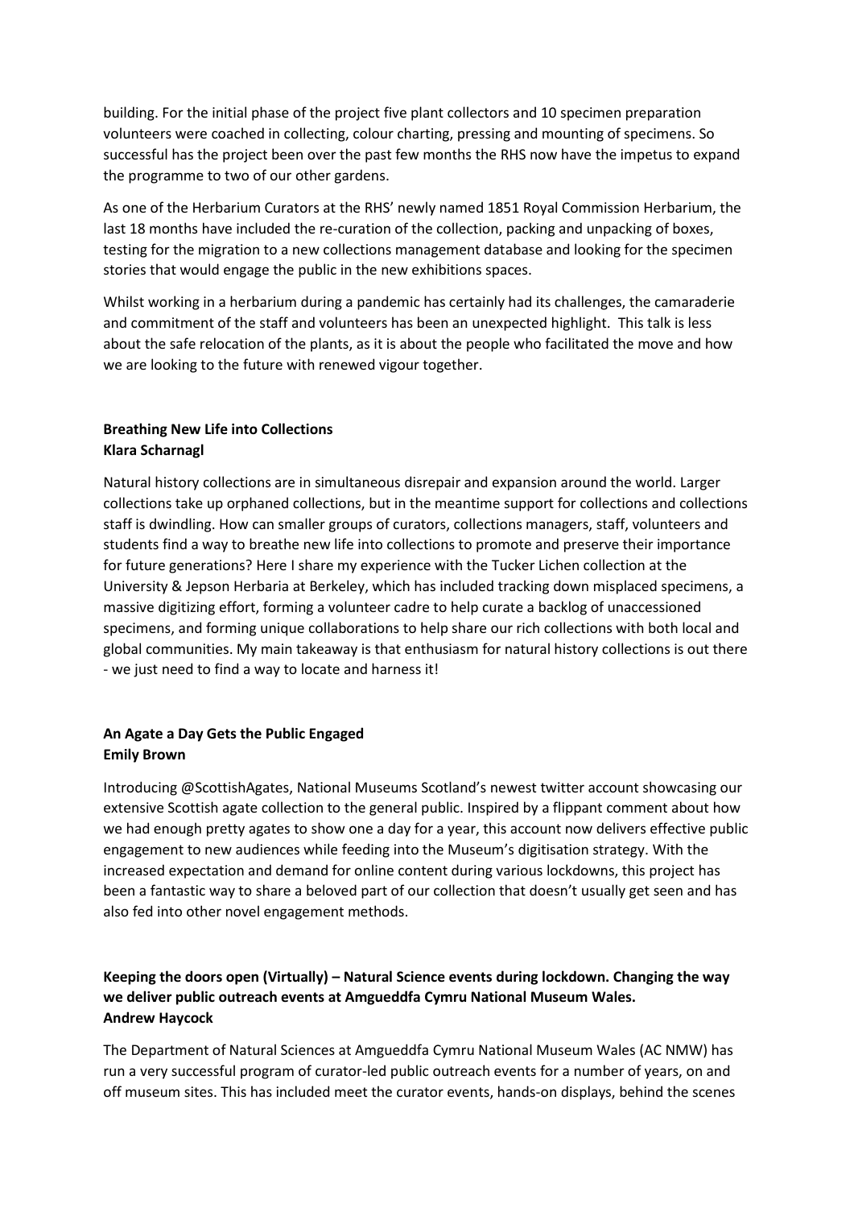building. For the initial phase of the project five plant collectors and 10 specimen preparation volunteers were coached in collecting, colour charting, pressing and mounting of specimens. So successful has the project been over the past few months the RHS now have the impetus to expand the programme to two of our other gardens.

As one of the Herbarium Curators at the RHS' newly named 1851 Royal Commission Herbarium, the last 18 months have included the re-curation of the collection, packing and unpacking of boxes, testing for the migration to a new collections management database and looking for the specimen stories that would engage the public in the new exhibitions spaces.

Whilst working in a herbarium during a pandemic has certainly had its challenges, the camaraderie and commitment of the staff and volunteers has been an unexpected highlight. This talk is less about the safe relocation of the plants, as it is about the people who facilitated the move and how we are looking to the future with renewed vigour together.

**Breathing New Life into Collections**
**Klara Scharnagl**

Natural history collections are in simultaneous disrepair and expansion around the world. Larger collections take up orphaned collections, but in the meantime support for collections and collections staff is dwindling. How can smaller groups of curators, collections managers, staff, volunteers and students find a way to breathe new life into collections to promote and preserve their importance for future generations? Here I share my experience with the Tucker Lichen collection at the University & Jepson Herbaria at Berkeley, which has included tracking down misplaced specimens, a massive digitizing effort, forming a volunteer cadre to help curate a backlog of unaccessioned specimens, and forming unique collaborations to help share our rich collections with both local and global communities. My main takeaway is that enthusiasm for natural history collections is out there - we just need to find a way to locate and harness it!

**An Agate a Day Gets the Public Engaged**
**Emily Brown**

Introducing @ScottishAgates, National Museums Scotland's newest twitter account showcasing our extensive Scottish agate collection to the general public. Inspired by a flippant comment about how we had enough pretty agates to show one a day for a year, this account now delivers effective public engagement to new audiences while feeding into the Museum's digitisation strategy. With the increased expectation and demand for online content during various lockdowns, this project has been a fantastic way to share a beloved part of our collection that doesn't usually get seen and has also fed into other novel engagement methods.

**Keeping the doors open (Virtually) – Natural Science events during lockdown. Changing the way we deliver public outreach events at Amgueddfa Cymru National Museum Wales.**
**Andrew Haycock**

The Department of Natural Sciences at Amgueddfa Cymru National Museum Wales (AC NMW) has run a very successful program of curator-led public outreach events for a number of years, on and off museum sites. This has included meet the curator events, hands-on displays, behind the scenes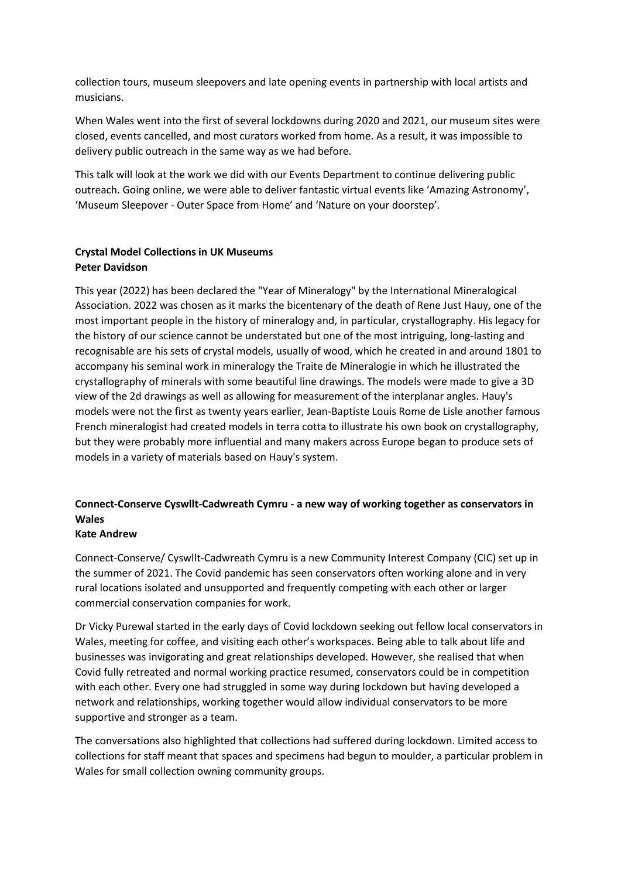collection tours, museum sleepovers and late opening events in partnership with local artists and musicians.

When Wales went into the first of several lockdowns during 2020 and 2021, our museum sites were closed, events cancelled, and most curators worked from home. As a result, it was impossible to delivery public outreach in the same way as we had before.

This talk will look at the work we did with our Events Department to continue delivering public outreach. Going online, we were able to deliver fantastic virtual events like 'Amazing Astronomy', 'Museum Sleepover - Outer Space from Home' and 'Nature on your doorstep'.

**Crystal Model Collections in UK Museums**
**Peter Davidson**

This year (2022) has been declared the "Year of Mineralogy" by the International Mineralogical Association. 2022 was chosen as it marks the bicentenary of the death of Rene Just Hauy, one of the most important people in the history of mineralogy and, in particular, crystallography. His legacy for the history of our science cannot be understated but one of the most intriguing, long-lasting and recognisable are his sets of crystal models, usually of wood, which he created in and around 1801 to accompany his seminal work in mineralogy the Traite de Mineralogie in which he illustrated the crystallography of minerals with some beautiful line drawings. The models were made to give a 3D view of the 2d drawings as well as allowing for measurement of the interplanar angles. Hauy's models were not the first as twenty years earlier, Jean-Baptiste Louis Rome de Lisle another famous French mineralogist had created models in terra cotta to illustrate his own book on crystallography, but they were probably more influential and many makers across Europe began to produce sets of models in a variety of materials based on Hauy's system.

**Connect-Conserve Cyswllt-Cadwreath Cymru - a new way of working together as conservators in Wales**
**Kate Andrew**

Connect-Conserve/ Cyswllt-Cadwreath Cymru is a new Community Interest Company (CIC) set up in the summer of 2021. The Covid pandemic has seen conservators often working alone and in very rural locations isolated and unsupported and frequently competing with each other or larger commercial conservation companies for work.

Dr Vicky Purewal started in the early days of Covid lockdown seeking out fellow local conservators in Wales, meeting for coffee, and visiting each other's workspaces. Being able to talk about life and businesses was invigorating and great relationships developed. However, she realised that when Covid fully retreated and normal working practice resumed, conservators could be in competition with each other. Every one had struggled in some way during lockdown but having developed a network and relationships, working together would allow individual conservators to be more supportive and stronger as a team.

The conversations also highlighted that collections had suffered during lockdown. Limited access to collections for staff meant that spaces and specimens had begun to moulder, a particular problem in Wales for small collection owning community groups.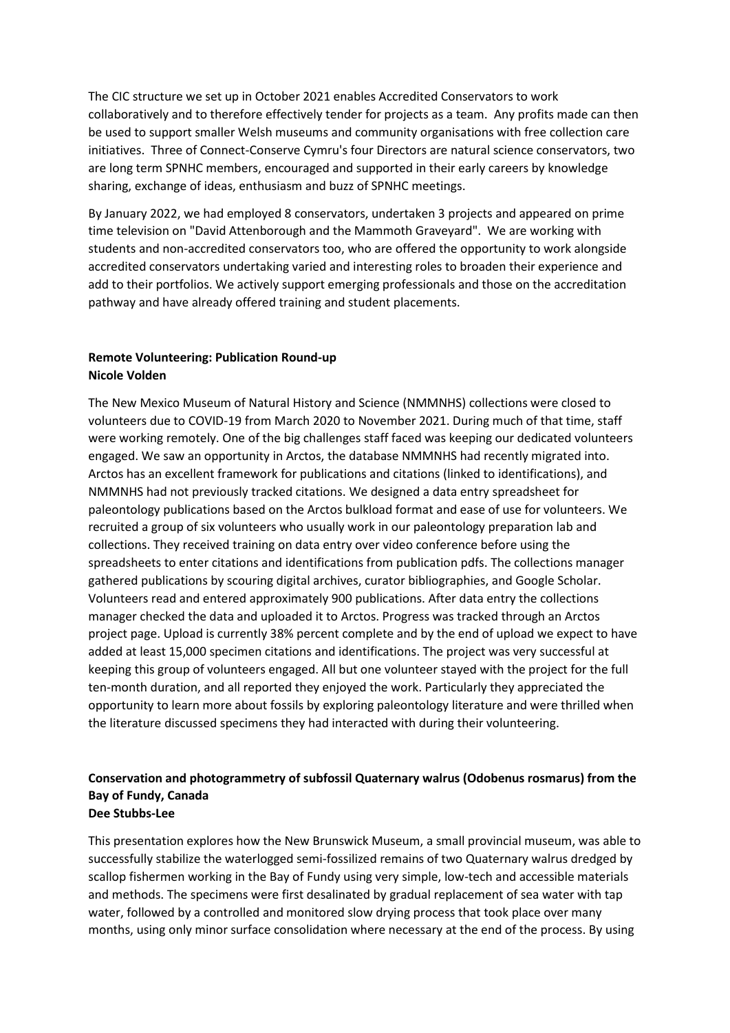The CIC structure we set up in October 2021 enables Accredited Conservators to work collaboratively and to therefore effectively tender for projects as a team. Any profits made can then be used to support smaller Welsh museums and community organisations with free collection care initiatives. Three of Connect-Conserve Cymru's four Directors are natural science conservators, two are long term SPNHC members, encouraged and supported in their early careers by knowledge sharing, exchange of ideas, enthusiasm and buzz of SPNHC meetings.

By January 2022, we had employed 8 conservators, undertaken 3 projects and appeared on prime time television on "David Attenborough and the Mammoth Graveyard". We are working with students and non-accredited conservators too, who are offered the opportunity to work alongside accredited conservators undertaking varied and interesting roles to broaden their experience and add to their portfolios. We actively support emerging professionals and those on the accreditation pathway and have already offered training and student placements.

**Remote Volunteering: Publication Round-up**
**Nicole Volden**

The New Mexico Museum of Natural History and Science (NMMNHS) collections were closed to volunteers due to COVID-19 from March 2020 to November 2021. During much of that time, staff were working remotely. One of the big challenges staff faced was keeping our dedicated volunteers engaged. We saw an opportunity in Arctos, the database NMMNHS had recently migrated into. Arctos has an excellent framework for publications and citations (linked to identifications), and NMMNHS had not previously tracked citations. We designed a data entry spreadsheet for paleontology publications based on the Arctos bulkload format and ease of use for volunteers. We recruited a group of six volunteers who usually work in our paleontology preparation lab and collections. They received training on data entry over video conference before using the spreadsheets to enter citations and identifications from publication pdfs. The collections manager gathered publications by scouring digital archives, curator bibliographies, and Google Scholar. Volunteers read and entered approximately 900 publications. After data entry the collections manager checked the data and uploaded it to Arctos. Progress was tracked through an Arctos project page. Upload is currently 38% percent complete and by the end of upload we expect to have added at least 15,000 specimen citations and identifications. The project was very successful at keeping this group of volunteers engaged. All but one volunteer stayed with the project for the full ten-month duration, and all reported they enjoyed the work. Particularly they appreciated the opportunity to learn more about fossils by exploring paleontology literature and were thrilled when the literature discussed specimens they had interacted with during their volunteering.

**Conservation and photogrammetry of subfossil Quaternary walrus (Odobenus rosmarus) from the Bay of Fundy, Canada**
**Dee Stubbs-Lee**

This presentation explores how the New Brunswick Museum, a small provincial museum, was able to successfully stabilize the waterlogged semi-fossilized remains of two Quaternary walrus dredged by scallop fishermen working in the Bay of Fundy using very simple, low-tech and accessible materials and methods. The specimens were first desalinated by gradual replacement of sea water with tap water, followed by a controlled and monitored slow drying process that took place over many months, using only minor surface consolidation where necessary at the end of the process. By using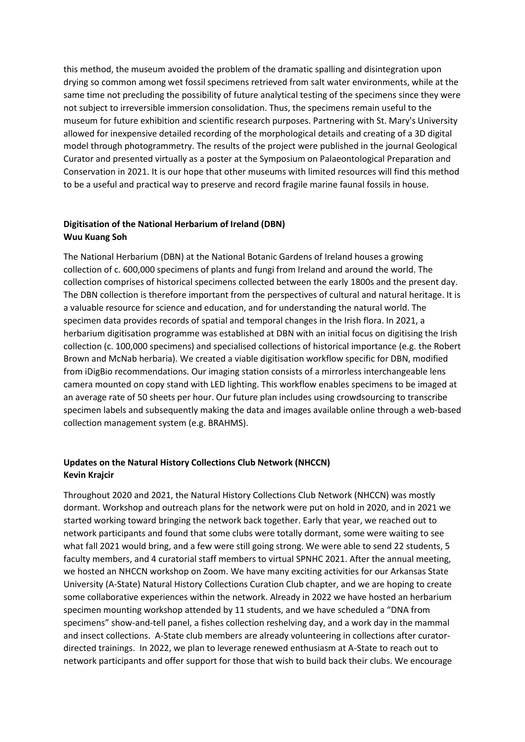this method, the museum avoided the problem of the dramatic spalling and disintegration upon drying so common among wet fossil specimens retrieved from salt water environments, while at the same time not precluding the possibility of future analytical testing of the specimens since they were not subject to irreversible immersion consolidation. Thus, the specimens remain useful to the museum for future exhibition and scientific research purposes. Partnering with St. Mary's University allowed for inexpensive detailed recording of the morphological details and creating of a 3D digital model through photogrammetry. The results of the project were published in the journal Geological Curator and presented virtually as a poster at the Symposium on Palaeontological Preparation and Conservation in 2021. It is our hope that other museums with limited resources will find this method to be a useful and practical way to preserve and record fragile marine faunal fossils in house.

**Digitisation of the National Herbarium of Ireland (DBN)**
**Wuu Kuang Soh**

The National Herbarium (DBN) at the National Botanic Gardens of Ireland houses a growing collection of c. 600,000 specimens of plants and fungi from Ireland and around the world. The collection comprises of historical specimens collected between the early 1800s and the present day. The DBN collection is therefore important from the perspectives of cultural and natural heritage. It is a valuable resource for science and education, and for understanding the natural world. The specimen data provides records of spatial and temporal changes in the Irish flora. In 2021, a herbarium digitisation programme was established at DBN with an initial focus on digitising the Irish collection (c. 100,000 specimens) and specialised collections of historical importance (e.g. the Robert Brown and McNab herbaria). We created a viable digitisation workflow specific for DBN, modified from iDigBio recommendations. Our imaging station consists of a mirrorless interchangeable lens camera mounted on copy stand with LED lighting. This workflow enables specimens to be imaged at an average rate of 50 sheets per hour. Our future plan includes using crowdsourcing to transcribe specimen labels and subsequently making the data and images available online through a web-based collection management system (e.g. BRAHMS).

**Updates on the Natural History Collections Club Network (NHCCN)**
**Kevin Krajcir**

Throughout 2020 and 2021, the Natural History Collections Club Network (NHCCN) was mostly dormant. Workshop and outreach plans for the network were put on hold in 2020, and in 2021 we started working toward bringing the network back together. Early that year, we reached out to network participants and found that some clubs were totally dormant, some were waiting to see what fall 2021 would bring, and a few were still going strong. We were able to send 22 students, 5 faculty members, and 4 curatorial staff members to virtual SPNHC 2021. After the annual meeting, we hosted an NHCCN workshop on Zoom. We have many exciting activities for our Arkansas State University (A-State) Natural History Collections Curation Club chapter, and we are hoping to create some collaborative experiences within the network. Already in 2022 we have hosted an herbarium specimen mounting workshop attended by 11 students, and we have scheduled a "DNA from specimens" show-and-tell panel, a fishes collection reshelving day, and a work day in the mammal and insect collections. A-State club members are already volunteering in collections after curator-directed trainings. In 2022, we plan to leverage renewed enthusiasm at A-State to reach out to network participants and offer support for those that wish to build back their clubs. We encourage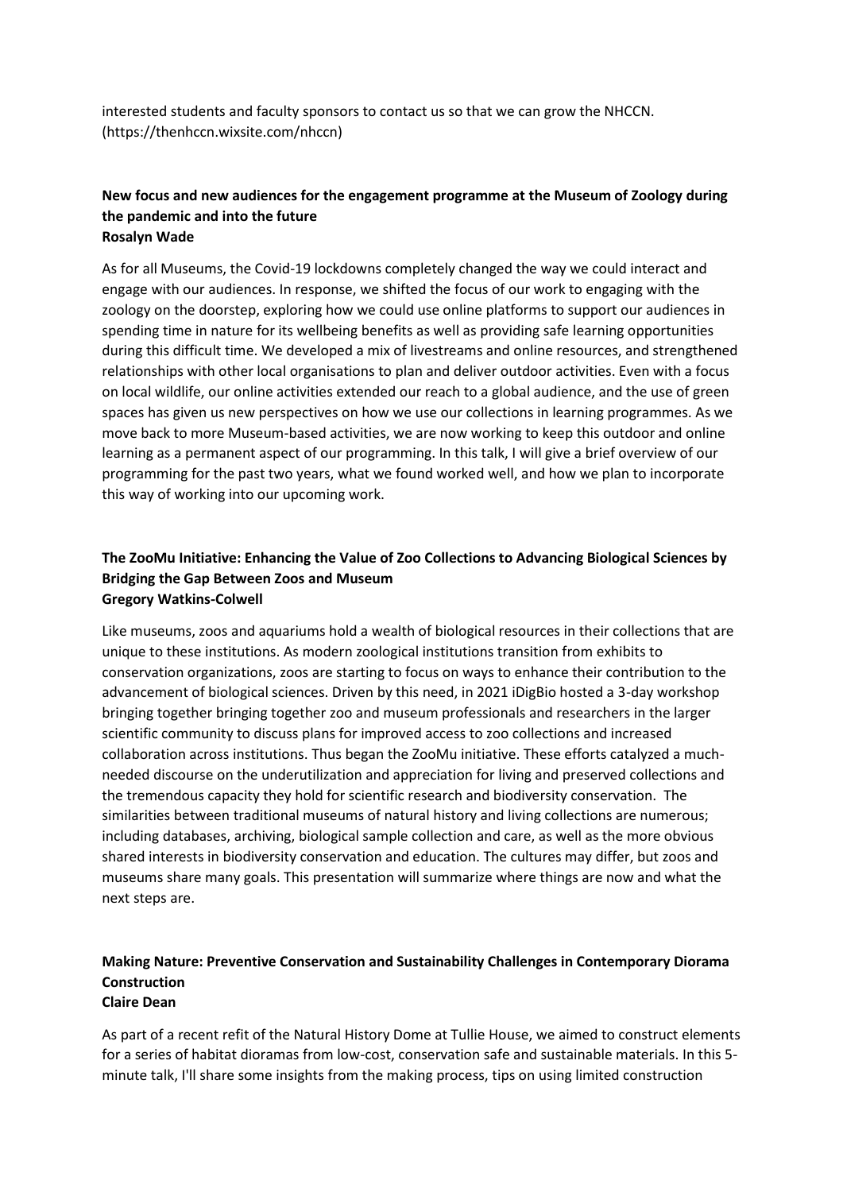interested students and faculty sponsors to contact us so that we can grow the NHCCN. (https://thenhccn.wixsite.com/nhccn)

**New focus and new audiences for the engagement programme at the Museum of Zoology during the pandemic and into the future**
**Rosalyn Wade**

As for all Museums, the Covid-19 lockdowns completely changed the way we could interact and engage with our audiences. In response, we shifted the focus of our work to engaging with the zoology on the doorstep, exploring how we could use online platforms to support our audiences in spending time in nature for its wellbeing benefits as well as providing safe learning opportunities during this difficult time. We developed a mix of livestreams and online resources, and strengthened relationships with other local organisations to plan and deliver outdoor activities. Even with a focus on local wildlife, our online activities extended our reach to a global audience, and the use of green spaces has given us new perspectives on how we use our collections in learning programmes. As we move back to more Museum-based activities, we are now working to keep this outdoor and online learning as a permanent aspect of our programming. In this talk, I will give a brief overview of our programming for the past two years, what we found worked well, and how we plan to incorporate this way of working into our upcoming work.

**The ZooMu Initiative: Enhancing the Value of Zoo Collections to Advancing Biological Sciences by Bridging the Gap Between Zoos and Museum**
**Gregory Watkins-Colwell**

Like museums, zoos and aquariums hold a wealth of biological resources in their collections that are unique to these institutions. As modern zoological institutions transition from exhibits to conservation organizations, zoos are starting to focus on ways to enhance their contribution to the advancement of biological sciences. Driven by this need, in 2021 iDigBio hosted a 3-day workshop bringing together bringing together zoo and museum professionals and researchers in the larger scientific community to discuss plans for improved access to zoo collections and increased collaboration across institutions. Thus began the ZooMu initiative. These efforts catalyzed a much-needed discourse on the underutilization and appreciation for living and preserved collections and the tremendous capacity they hold for scientific research and biodiversity conservation. The similarities between traditional museums of natural history and living collections are numerous; including databases, archiving, biological sample collection and care, as well as the more obvious shared interests in biodiversity conservation and education. The cultures may differ, but zoos and museums share many goals. This presentation will summarize where things are now and what the next steps are.

**Making Nature: Preventive Conservation and Sustainability Challenges in Contemporary Diorama Construction**
**Claire Dean**

As part of a recent refit of the Natural History Dome at Tullie House, we aimed to construct elements for a series of habitat dioramas from low-cost, conservation safe and sustainable materials. In this 5-minute talk, I'll share some insights from the making process, tips on using limited construction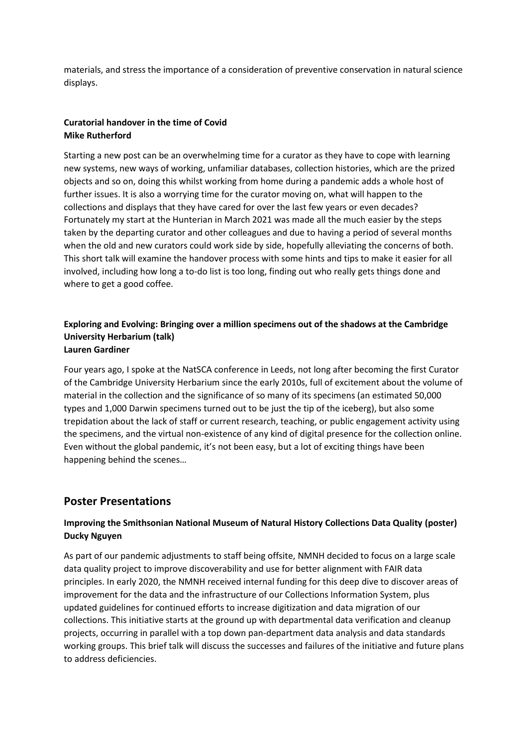materials, and stress the importance of a consideration of preventive conservation in natural science displays.

**Curatorial handover in the time of Covid**
**Mike Rutherford**

Starting a new post can be an overwhelming time for a curator as they have to cope with learning new systems, new ways of working, unfamiliar databases, collection histories, which are the prized objects and so on, doing this whilst working from home during a pandemic adds a whole host of further issues. It is also a worrying time for the curator moving on, what will happen to the collections and displays that they have cared for over the last few years or even decades? Fortunately my start at the Hunterian in March 2021 was made all the much easier by the steps taken by the departing curator and other colleagues and due to having a period of several months when the old and new curators could work side by side, hopefully alleviating the concerns of both. This short talk will examine the handover process with some hints and tips to make it easier for all involved, including how long a to-do list is too long, finding out who really gets things done and where to get a good coffee.

**Exploring and Evolving: Bringing over a million specimens out of the shadows at the Cambridge University Herbarium (talk)**
**Lauren Gardiner**

Four years ago, I spoke at the NatSCA conference in Leeds, not long after becoming the first Curator of the Cambridge University Herbarium since the early 2010s, full of excitement about the volume of material in the collection and the significance of so many of its specimens (an estimated 50,000 types and 1,000 Darwin specimens turned out to be just the tip of the iceberg), but also some trepidation about the lack of staff or current research, teaching, or public engagement activity using the specimens, and the virtual non-existence of any kind of digital presence for the collection online. Even without the global pandemic, it's not been easy, but a lot of exciting things have been happening behind the scenes…

## Poster Presentations

**Improving the Smithsonian National Museum of Natural History Collections Data Quality (poster)**
**Ducky Nguyen**

As part of our pandemic adjustments to staff being offsite, NMNH decided to focus on a large scale data quality project to improve discoverability and use for better alignment with FAIR data principles. In early 2020, the NMNH received internal funding for this deep dive to discover areas of improvement for the data and the infrastructure of our Collections Information System, plus updated guidelines for continued efforts to increase digitization and data migration of our collections. This initiative starts at the ground up with departmental data verification and cleanup projects, occurring in parallel with a top down pan-department data analysis and data standards working groups. This brief talk will discuss the successes and failures of the initiative and future plans to address deficiencies.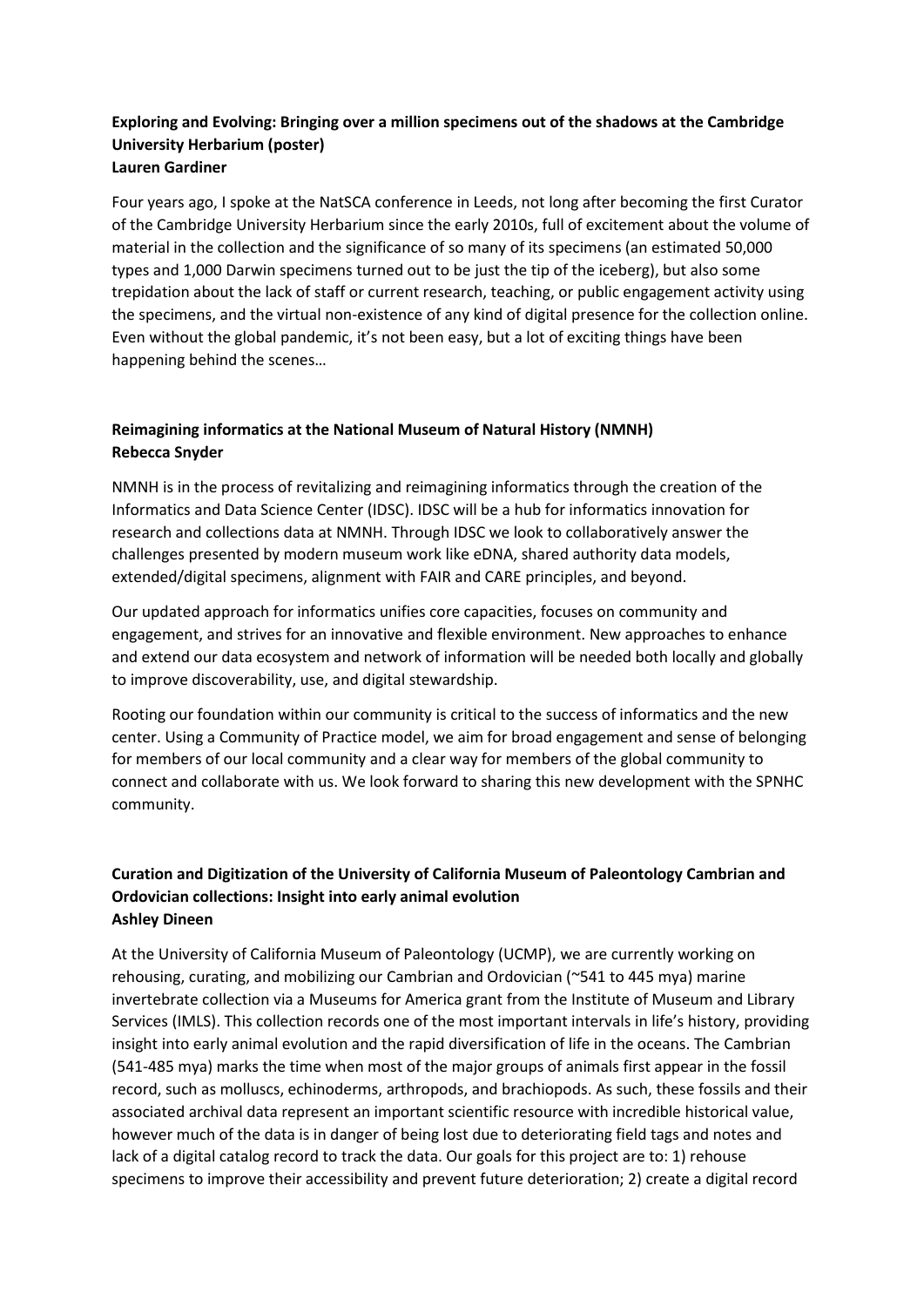**Exploring and Evolving: Bringing over a million specimens out of the shadows at the Cambridge University Herbarium (poster)**
**Lauren Gardiner**

Four years ago, I spoke at the NatSCA conference in Leeds, not long after becoming the first Curator of the Cambridge University Herbarium since the early 2010s, full of excitement about the volume of material in the collection and the significance of so many of its specimens (an estimated 50,000 types and 1,000 Darwin specimens turned out to be just the tip of the iceberg), but also some trepidation about the lack of staff or current research, teaching, or public engagement activity using the specimens, and the virtual non-existence of any kind of digital presence for the collection online. Even without the global pandemic, it's not been easy, but a lot of exciting things have been happening behind the scenes…

**Reimagining informatics at the National Museum of Natural History (NMNH)**
**Rebecca Snyder**

NMNH is in the process of revitalizing and reimagining informatics through the creation of the Informatics and Data Science Center (IDSC). IDSC will be a hub for informatics innovation for research and collections data at NMNH. Through IDSC we look to collaboratively answer the challenges presented by modern museum work like eDNA, shared authority data models, extended/digital specimens, alignment with FAIR and CARE principles, and beyond.

Our updated approach for informatics unifies core capacities, focuses on community and engagement, and strives for an innovative and flexible environment. New approaches to enhance and extend our data ecosystem and network of information will be needed both locally and globally to improve discoverability, use, and digital stewardship.

Rooting our foundation within our community is critical to the success of informatics and the new center. Using a Community of Practice model, we aim for broad engagement and sense of belonging for members of our local community and a clear way for members of the global community to connect and collaborate with us. We look forward to sharing this new development with the SPNHC community.

**Curation and Digitization of the University of California Museum of Paleontology Cambrian and Ordovician collections: Insight into early animal evolution**
**Ashley Dineen**

At the University of California Museum of Paleontology (UCMP), we are currently working on rehousing, curating, and mobilizing our Cambrian and Ordovician (~541 to 445 mya) marine invertebrate collection via a Museums for America grant from the Institute of Museum and Library Services (IMLS). This collection records one of the most important intervals in life's history, providing insight into early animal evolution and the rapid diversification of life in the oceans. The Cambrian (541-485 mya) marks the time when most of the major groups of animals first appear in the fossil record, such as molluscs, echinoderms, arthropods, and brachiopods. As such, these fossils and their associated archival data represent an important scientific resource with incredible historical value, however much of the data is in danger of being lost due to deteriorating field tags and notes and lack of a digital catalog record to track the data. Our goals for this project are to: 1) rehouse specimens to improve their accessibility and prevent future deterioration; 2) create a digital record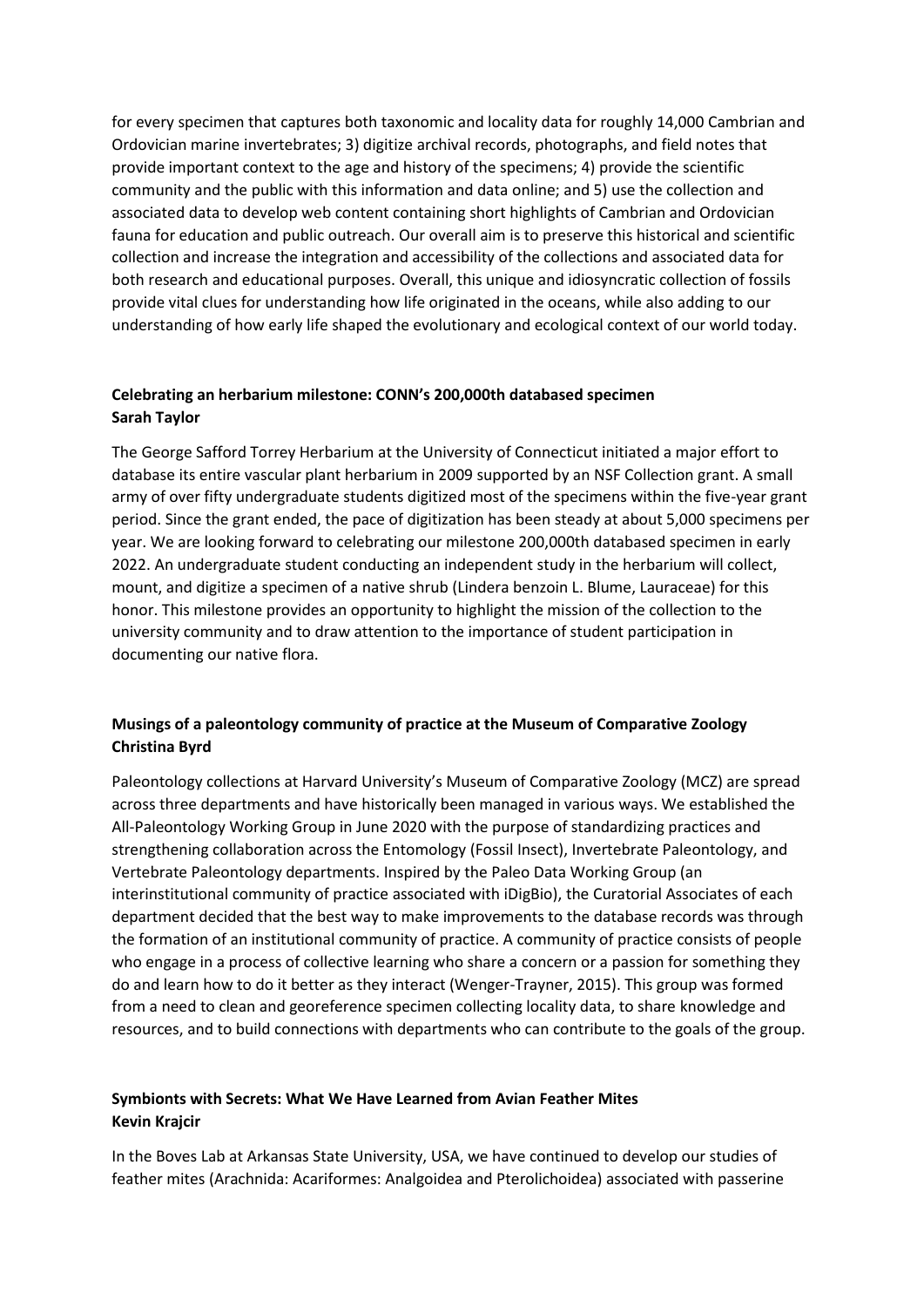for every specimen that captures both taxonomic and locality data for roughly 14,000 Cambrian and Ordovician marine invertebrates; 3) digitize archival records, photographs, and field notes that provide important context to the age and history of the specimens; 4) provide the scientific community and the public with this information and data online; and 5) use the collection and associated data to develop web content containing short highlights of Cambrian and Ordovician fauna for education and public outreach. Our overall aim is to preserve this historical and scientific collection and increase the integration and accessibility of the collections and associated data for both research and educational purposes. Overall, this unique and idiosyncratic collection of fossils provide vital clues for understanding how life originated in the oceans, while also adding to our understanding of how early life shaped the evolutionary and ecological context of our world today.

**Celebrating an herbarium milestone: CONN's 200,000th databased specimen**
**Sarah Taylor**

The George Safford Torrey Herbarium at the University of Connecticut initiated a major effort to database its entire vascular plant herbarium in 2009 supported by an NSF Collection grant. A small army of over fifty undergraduate students digitized most of the specimens within the five-year grant period. Since the grant ended, the pace of digitization has been steady at about 5,000 specimens per year. We are looking forward to celebrating our milestone 200,000th databased specimen in early 2022. An undergraduate student conducting an independent study in the herbarium will collect, mount, and digitize a specimen of a native shrub (Lindera benzoin L. Blume, Lauraceae) for this honor. This milestone provides an opportunity to highlight the mission of the collection to the university community and to draw attention to the importance of student participation in documenting our native flora.

**Musings of a paleontology community of practice at the Museum of Comparative Zoology**
**Christina Byrd**

Paleontology collections at Harvard University's Museum of Comparative Zoology (MCZ) are spread across three departments and have historically been managed in various ways. We established the All-Paleontology Working Group in June 2020 with the purpose of standardizing practices and strengthening collaboration across the Entomology (Fossil Insect), Invertebrate Paleontology, and Vertebrate Paleontology departments. Inspired by the Paleo Data Working Group (an interinstitutional community of practice associated with iDigBio), the Curatorial Associates of each department decided that the best way to make improvements to the database records was through the formation of an institutional community of practice. A community of practice consists of people who engage in a process of collective learning who share a concern or a passion for something they do and learn how to do it better as they interact (Wenger-Trayner, 2015). This group was formed from a need to clean and georeference specimen collecting locality data, to share knowledge and resources, and to build connections with departments who can contribute to the goals of the group.

**Symbionts with Secrets: What We Have Learned from Avian Feather Mites**
**Kevin Krajcir**

In the Boves Lab at Arkansas State University, USA, we have continued to develop our studies of feather mites (Arachnida: Acariformes: Analgoidea and Pterolichoidea) associated with passerine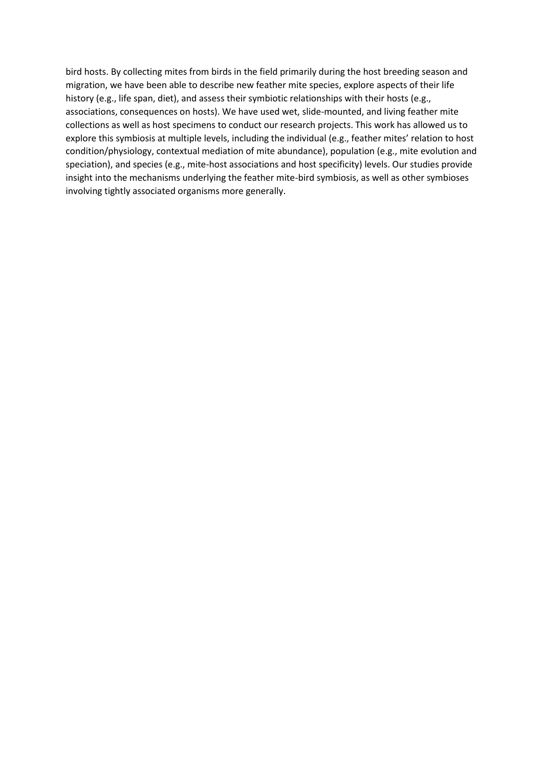bird hosts. By collecting mites from birds in the field primarily during the host breeding season and migration, we have been able to describe new feather mite species, explore aspects of their life history (e.g., life span, diet), and assess their symbiotic relationships with their hosts (e.g., associations, consequences on hosts). We have used wet, slide-mounted, and living feather mite collections as well as host specimens to conduct our research projects. This work has allowed us to explore this symbiosis at multiple levels, including the individual (e.g., feather mites' relation to host condition/physiology, contextual mediation of mite abundance), population (e.g., mite evolution and speciation), and species (e.g., mite-host associations and host specificity) levels. Our studies provide insight into the mechanisms underlying the feather mite-bird symbiosis, as well as other symbioses involving tightly associated organisms more generally.